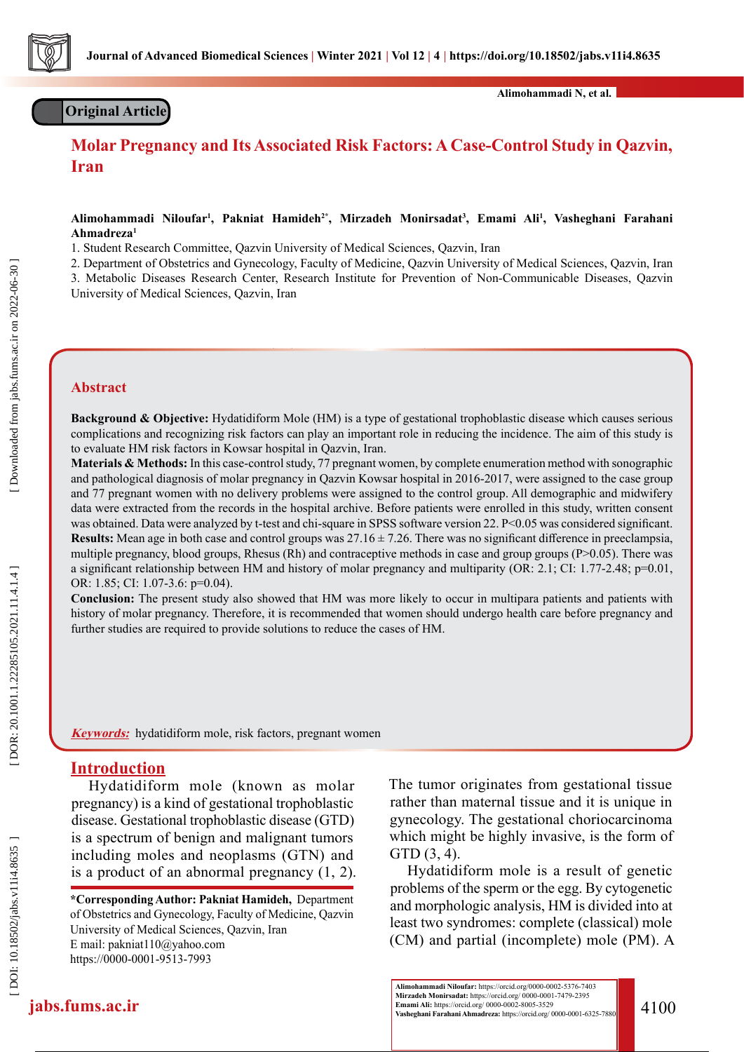Original Article

# Molar Pregnancy and Its Associated Risk Factors: A Case-Control Study in Qazvin, Iran

**Alimohammadi Niloufar[1], Pakniat Hamideh[2*], Mirzadeh Monirsadat[3], Emami Ali[1], Vasheghani Farahani Ahmadreza[1]**

1. Student Research Committee, Qazvin University of Medical Sciences, Qazvin, Iran
2. Department of Obstetrics and Gynecology, Faculty of Medicine, Qazvin University of Medical Sciences, Qazvin, Iran
3. Metabolic Diseases Research Center, Research Institute for Prevention of Non-Communicable Diseases, Qazvin University of Medical Sciences, Qazvin, Iran

## Abstract

**Background & Objective:** Hydatidiform Mole (HM) is a type of gestational trophoblastic disease which causes serious complications and recognizing risk factors can play an important role in reducing the incidence. The aim of this study is to evaluate HM risk factors in Kowsar hospital in Qazvin, Iran.

**Materials & Methods:** In this case-control study, 77 pregnant women, by complete enumeration method with sonographic and pathological diagnosis of molar pregnancy in Qazvin Kowsar hospital in 2016-2017, were assigned to the case group and 77 pregnant women with no delivery problems were assigned to the control group. All demographic and midwifery data were extracted from the records in the hospital archive. Before patients were enrolled in this study, written consent was obtained. Data were analyzed by t-test and chi-square in SPSS software version 22. $P<0.05$ was considered significant.

**Results:** Mean age in both case and control groups was $27.16 \pm 7.26$. There was no significant difference in preeclampsia, multiple pregnancy, blood groups, Rhesus (Rh) and contraceptive methods in case and group groups ($P>0.05$). There was a significant relationship between HM and history of molar pregnancy and multiparity (OR: 2.1; CI: 1.77-2.48; p=0.01, OR: 1.85; CI: 1.07-3.6: p=0.04).

**Conclusion:** The present study also showed that HM was more likely to occur in multipara patients and patients with history of molar pregnancy. Therefore, it is recommended that women should undergo health care before pregnancy and further studies are required to provide solutions to reduce the cases of HM.

***Keywords:*** hydatidiform mole, risk factors, pregnant women

## Introduction

Hydatidiform mole (known as molar pregnancy) is a kind of gestational trophoblastic disease. Gestational trophoblastic disease (GTD) is a spectrum of benign and malignant tumors including moles and neoplasms (GTN) and is a product of an abnormal pregnancy (1, 2). The tumor originates from gestational tissue rather than maternal tissue and it is unique in gynecology. The gestational choriocarcinoma which might be highly invasive, is the form of GTD (3, 4).

Hydatidiform mole is a result of genetic problems of the sperm or the egg. By cytogenetic and morphologic analysis, HM is divided into at least two syndromes: complete (classical) mole (CM) and partial (incomplete) mole (PM). A

**\*Corresponding Author: Pakniat Hamideh,** Department of Obstetrics and Gynecology, Faculty of Medicine, Qazvin University of Medical Sciences, Qazvin, Iran
E mail: pakniat110@yahoo.com
https://0000-0001-9513-7993

**Alimohammadi Niloufar:** https://orcid.org/0000-0002-5376-7403
**Mirzadeh Monirsadat:** https://orcid.org/ 0000-0001-7479-2395
**Emami Ali:** https://orcid.org/ 0000-0002-8005-3529
**Vasheghani Farahani Ahmadreza:** https://orcid.org/ 0000-0001-6325-7880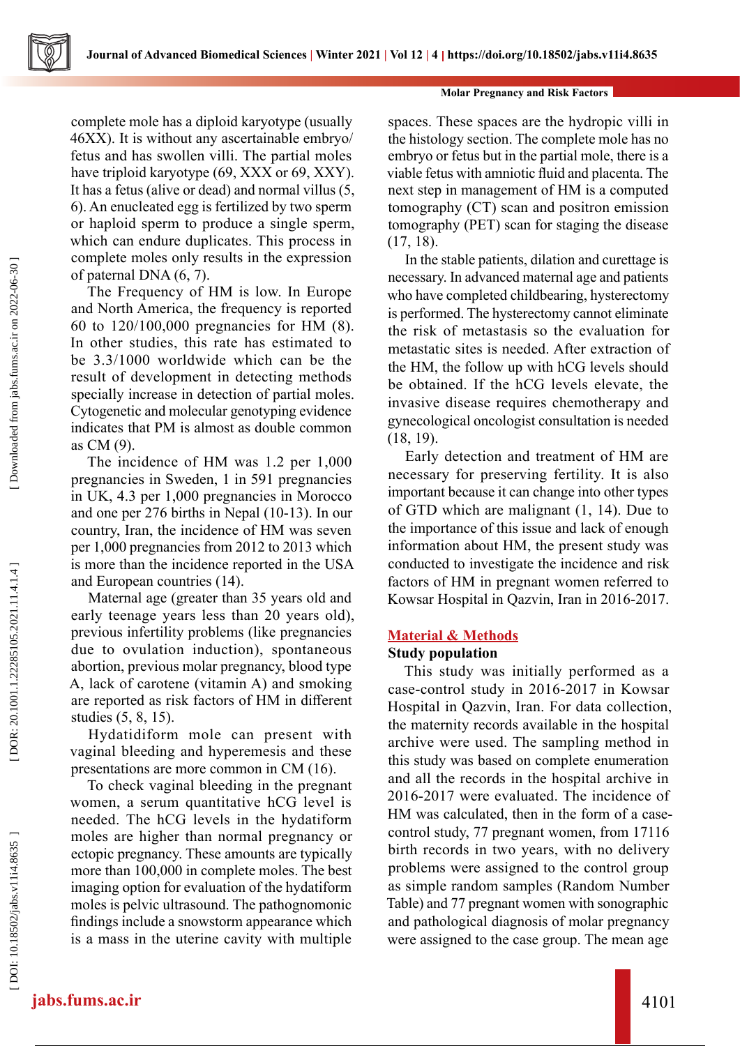complete mole has a diploid karyotype (usually 46XX). It is without any ascertainable embryo/fetus and has swollen villi. The partial moles have triploid karyotype (69, XXX or 69, XXY). It has a fetus (alive or dead) and normal villus (5, 6). An enucleated egg is fertilized by two sperm or haploid sperm to produce a single sperm, which can endure duplicates. This process in complete moles only results in the expression of paternal DNA (6, 7).

The Frequency of HM is low. In Europe and North America, the frequency is reported 60 to 120/100,000 pregnancies for HM (8). In other studies, this rate has estimated to be 3.3/1000 worldwide which can be the result of development in detecting methods specially increase in detection of partial moles. Cytogenetic and molecular genotyping evidence indicates that PM is almost as double common as CM (9).

The incidence of HM was 1.2 per 1,000 pregnancies in Sweden, 1 in 591 pregnancies in UK, 4.3 per 1,000 pregnancies in Morocco and one per 276 births in Nepal (10-13). In our country, Iran, the incidence of HM was seven per 1,000 pregnancies from 2012 to 2013 which is more than the incidence reported in the USA and European countries (14).

Maternal age (greater than 35 years old and early teenage years less than 20 years old), previous infertility problems (like pregnancies due to ovulation induction), spontaneous abortion, previous molar pregnancy, blood type A, lack of carotene (vitamin A) and smoking are reported as risk factors of HM in different studies (5, 8, 15).

Hydatidiform mole can present with vaginal bleeding and hyperemesis and these presentations are more common in CM (16).

To check vaginal bleeding in the pregnant women, a serum quantitative hCG level is needed. The hCG levels in the hydatiform moles are higher than normal pregnancy or ectopic pregnancy. These amounts are typically more than 100,000 in complete moles. The best imaging option for evaluation of the hydatiform moles is pelvic ultrasound. The pathognomonic findings include a snowstorm appearance which is a mass in the uterine cavity with multiple spaces. These spaces are the hydropic villi in the histology section. The complete mole has no embryo or fetus but in the partial mole, there is a viable fetus with amniotic fluid and placenta. The next step in management of HM is a computed tomography (CT) scan and positron emission tomography (PET) scan for staging the disease (17, 18).

In the stable patients, dilation and curettage is necessary. In advanced maternal age and patients who have completed childbearing, hysterectomy is performed. The hysterectomy cannot eliminate the risk of metastasis so the evaluation for metastatic sites is needed. After extraction of the HM, the follow up with hCG levels should be obtained. If the hCG levels elevate, the invasive disease requires chemotherapy and gynecological oncologist consultation is needed (18, 19).

Early detection and treatment of HM are necessary for preserving fertility. It is also important because it can change into other types of GTD which are malignant (1, 14). Due to the importance of this issue and lack of enough information about HM, the present study was conducted to investigate the incidence and risk factors of HM in pregnant women referred to Kowsar Hospital in Qazvin, Iran in 2016-2017.

## Material & Methods

### Study population

This study was initially performed as a case-control study in 2016-2017 in Kowsar Hospital in Qazvin, Iran. For data collection, the maternity records available in the hospital archive were used. The sampling method in this study was based on complete enumeration and all the records in the hospital archive in 2016-2017 were evaluated. The incidence of HM was calculated, then in the form of a case-control study, 77 pregnant women, from 17116 birth records in two years, with no delivery problems were assigned to the control group as simple random samples (Random Number Table) and 77 pregnant women with sonographic and pathological diagnosis of molar pregnancy were assigned to the case group. The mean age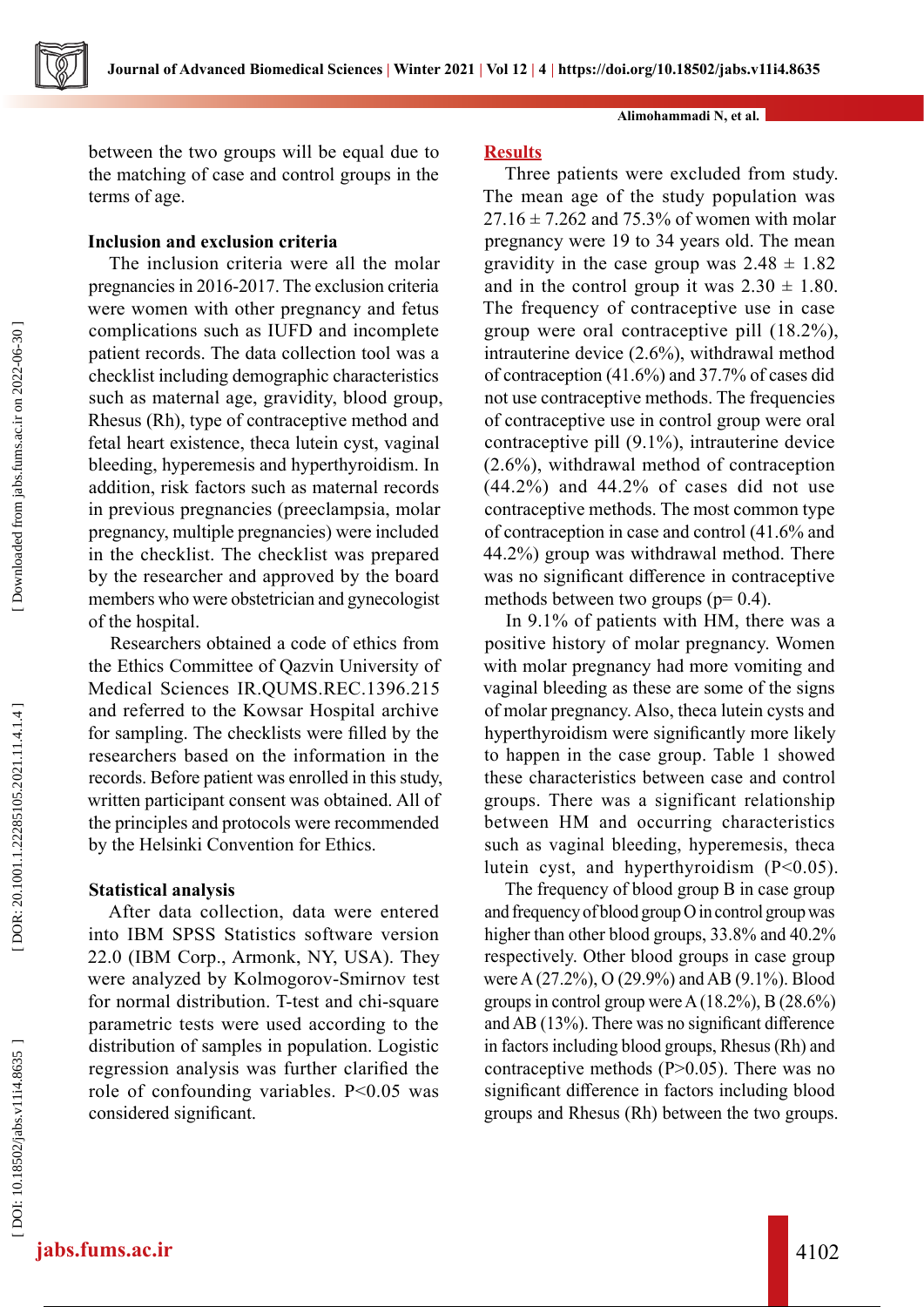between the two groups will be equal due to the matching of case and control groups in the terms of age.

### Inclusion and exclusion criteria

The inclusion criteria were all the molar pregnancies in 2016-2017. The exclusion criteria were women with other pregnancy and fetus complications such as IUFD and incomplete patient records. The data collection tool was a checklist including demographic characteristics such as maternal age, gravidity, blood group, Rhesus (Rh), type of contraceptive method and fetal heart existence, theca lutein cyst, vaginal bleeding, hyperemesis and hyperthyroidism. In addition, risk factors such as maternal records in previous pregnancies (preeclampsia, molar pregnancy, multiple pregnancies) were included in the checklist. The checklist was prepared by the researcher and approved by the board members who were obstetrician and gynecologist of the hospital.

Researchers obtained a code of ethics from the Ethics Committee of Qazvin University of Medical Sciences IR.QUMS.REC.1396.215 and referred to the Kowsar Hospital archive for sampling. The checklists were filled by the researchers based on the information in the records. Before patient was enrolled in this study, written participant consent was obtained. All of the principles and protocols were recommended by the Helsinki Convention for Ethics.

### Statistical analysis

After data collection, data were entered into IBM SPSS Statistics software version 22.0 (IBM Corp., Armonk, NY, USA). They were analyzed by Kolmogorov-Smirnov test for normal distribution. T-test and chi-square parametric tests were used according to the distribution of samples in population. Logistic regression analysis was further clarified the role of confounding variables. $P<0.05$ was considered significant.

## Results

Three patients were excluded from study. The mean age of the study population was $27.16 \pm 7.262$ and 75.3% of women with molar pregnancy were 19 to 34 years old. The mean gravidity in the case group was $2.48 \pm 1.82$ and in the control group it was $2.30 \pm 1.80$. The frequency of contraceptive use in case group were oral contraceptive pill (18.2%), intrauterine device (2.6%), withdrawal method of contraception (41.6%) and 37.7% of cases did not use contraceptive methods. The frequencies of contraceptive use in control group were oral contraceptive pill (9.1%), intrauterine device (2.6%), withdrawal method of contraception (44.2%) and 44.2% of cases did not use contraceptive methods. The most common type of contraception in case and control (41.6% and 44.2%) group was withdrawal method. There was no significant difference in contraceptive methods between two groups ($p= 0.4$).

In 9.1% of patients with HM, there was a positive history of molar pregnancy. Women with molar pregnancy had more vomiting and vaginal bleeding as these are some of the signs of molar pregnancy. Also, theca lutein cysts and hyperthyroidism were significantly more likely to happen in the case group. Table 1 showed these characteristics between case and control groups. There was a significant relationship between HM and occurring characteristics such as vaginal bleeding, hyperemesis, theca lutein cyst, and hyperthyroidism ($P<0.05$).

The frequency of blood group B in case group and frequency of blood group O in control group was higher than other blood groups, 33.8% and 40.2% respectively. Other blood groups in case group were A (27.2%), O (29.9%) and AB (9.1%). Blood groups in control group were A (18.2%), B (28.6%) and AB (13%). There was no significant difference in factors including blood groups, Rhesus (Rh) and contraceptive methods ($P>0.05$). There was no significant difference in factors including blood groups and Rhesus (Rh) between the two groups.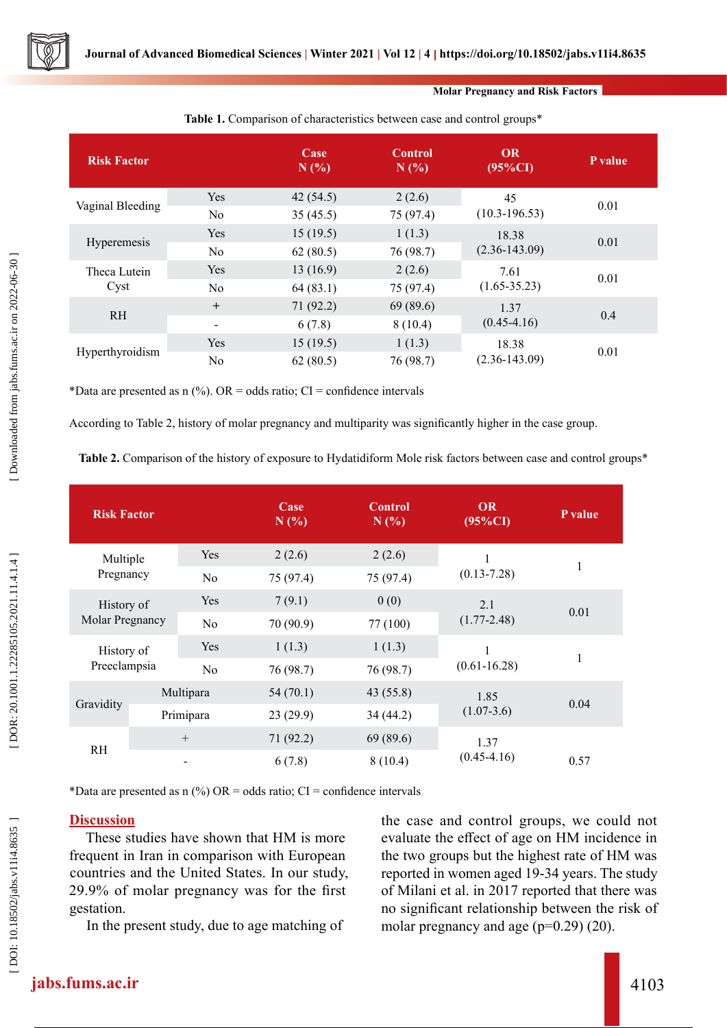**Table 1.** Comparison of characteristics between case and control groups*

| Risk Factor | | Case N (%) | Control N (%) | OR (95%CI) | P value |
|---|---|---|---|---|---|
| Vaginal Bleeding | Yes | 42 (54.5) | 2 (2.6) | 45 (10.3-196.53) | 0.01 |
| | No | 35 (45.5) | 75 (97.4) | | |
| Hyperemesis | Yes | 15 (19.5) | 1 (1.3) | 18.38 (2.36-143.09) | 0.01 |
| | No | 62 (80.5) | 76 (98.7) | | |
| Theca Lutein Cyst | Yes | 13 (16.9) | 2 (2.6) | 7.61 (1.65-35.23) | 0.01 |
| | No | 64 (83.1) | 75 (97.4) | | |
| RH | + | 71 (92.2) | 69 (89.6) | 1.37 (0.45-4.16) | 0.4 |
| | - | 6 (7.8) | 8 (10.4) | | |
| Hyperthyroidism | Yes | 15 (19.5) | 1 (1.3) | 18.38 (2.36-143.09) | 0.01 |
| | No | 62 (80.5) | 76 (98.7) | | |

*Data are presented as n (%). OR = odds ratio; CI = confidence intervals

According to Table 2, history of molar pregnancy and multiparity was significantly higher in the case group.

**Table 2.** Comparison of the history of exposure to Hydatidiform Mole risk factors between case and control groups*

| Risk Factor | | Case N (%) | Control N (%) | OR (95%CI) | P value |
|---|---|---|---|---|---|
| Multiple Pregnancy | Yes | 2 (2.6) | 2 (2.6) | 1 (0.13-7.28) | 1 |
| | No | 75 (97.4) | 75 (97.4) | | |
| History of Molar Pregnancy | Yes | 7 (9.1) | 0 (0) | 2.1 (1.77-2.48) | 0.01 |
| | No | 70 (90.9) | 77 (100) | | |
| History of Preeclampsia | Yes | 1 (1.3) | 1 (1.3) | 1 (0.61-16.28) | 1 |
| | No | 76 (98.7) | 76 (98.7) | | |
| Gravidity | Multipara | 54 (70.1) | 43 (55.8) | 1.85 (1.07-3.6) | 0.04 |
| | Primipara | 23 (29.9) | 34 (44.2) | | |
| RH | + | 71 (92.2) | 69 (89.6) | 1.37 (0.45-4.16) | 0.57 |
| | - | 6 (7.8) | 8 (10.4) | | |

*Data are presented as n (%) OR = odds ratio; CI = confidence intervals

## Discussion

These studies have shown that HM is more frequent in Iran in comparison with European countries and the United States. In our study, 29.9% of molar pregnancy was for the first gestation.

In the present study, due to age matching of the case and control groups, we could not evaluate the effect of age on HM incidence in the two groups but the highest rate of HM was reported in women aged 19-34 years. The study of Milani et al. in 2017 reported that there was no significant relationship between the risk of molar pregnancy and age (p=0.29) (20).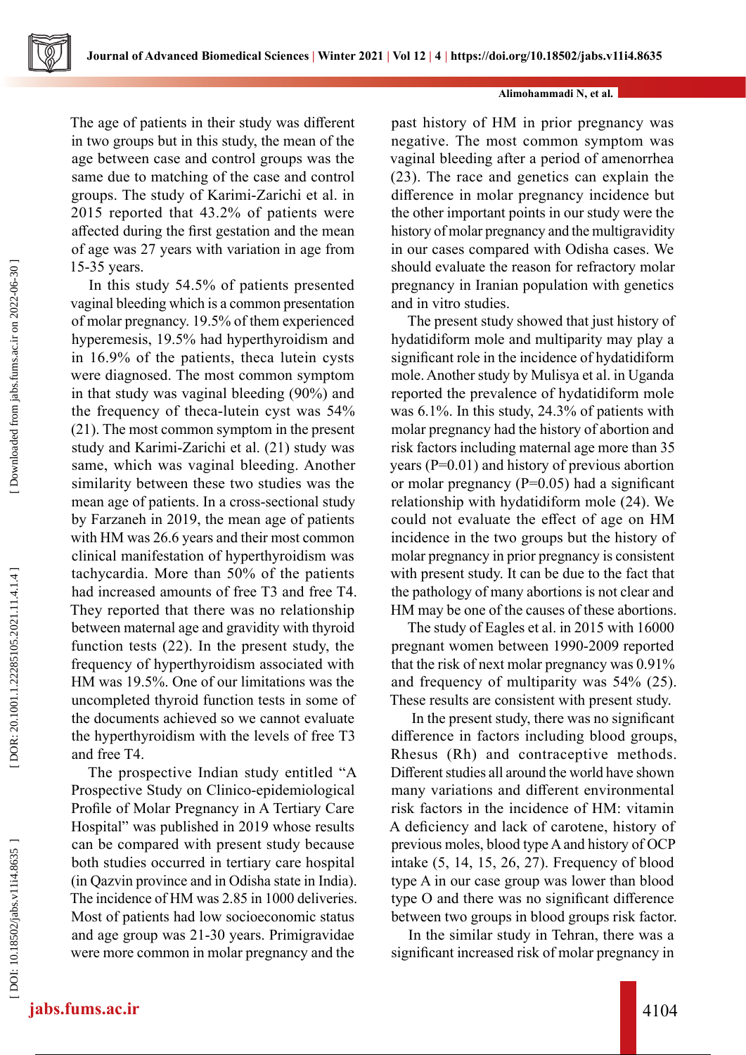The age of patients in their study was different in two groups but in this study, the mean of the age between case and control groups was the same due to matching of the case and control groups. The study of Karimi-Zarichi et al. in 2015 reported that 43.2% of patients were affected during the first gestation and the mean of age was 27 years with variation in age from 15-35 years.

In this study 54.5% of patients presented vaginal bleeding which is a common presentation of molar pregnancy. 19.5% of them experienced hyperemesis, 19.5% had hyperthyroidism and in 16.9% of the patients, theca lutein cysts were diagnosed. The most common symptom in that study was vaginal bleeding (90%) and the frequency of theca-lutein cyst was 54% (21). The most common symptom in the present study and Karimi-Zarichi et al. (21) study was same, which was vaginal bleeding. Another similarity between these two studies was the mean age of patients. In a cross-sectional study by Farzaneh in 2019, the mean age of patients with HM was 26.6 years and their most common clinical manifestation of hyperthyroidism was tachycardia. More than 50% of the patients had increased amounts of free T3 and free T4. They reported that there was no relationship between maternal age and gravidity with thyroid function tests (22). In the present study, the frequency of hyperthyroidism associated with HM was 19.5%. One of our limitations was the uncompleted thyroid function tests in some of the documents achieved so we cannot evaluate the hyperthyroidism with the levels of free T3 and free T4.

The prospective Indian study entitled "A Prospective Study on Clinico-epidemiological Profile of Molar Pregnancy in A Tertiary Care Hospital" was published in 2019 whose results can be compared with present study because both studies occurred in tertiary care hospital (in Qazvin province and in Odisha state in India). The incidence of HM was 2.85 in 1000 deliveries. Most of patients had low socioeconomic status and age group was 21-30 years. Primigravidae were more common in molar pregnancy and the past history of HM in prior pregnancy was negative. The most common symptom was vaginal bleeding after a period of amenorrhea (23). The race and genetics can explain the difference in molar pregnancy incidence but the other important points in our study were the history of molar pregnancy and the multigravidity in our cases compared with Odisha cases. We should evaluate the reason for refractory molar pregnancy in Iranian population with genetics and in vitro studies.

The present study showed that just history of hydatidiform mole and multiparity may play a significant role in the incidence of hydatidiform mole. Another study by Mulisya et al. in Uganda reported the prevalence of hydatidiform mole was 6.1%. In this study, 24.3% of patients with molar pregnancy had the history of abortion and risk factors including maternal age more than 35 years (P=0.01) and history of previous abortion or molar pregnancy (P=0.05) had a significant relationship with hydatidiform mole (24). We could not evaluate the effect of age on HM incidence in the two groups but the history of molar pregnancy in prior pregnancy is consistent with present study. It can be due to the fact that the pathology of many abortions is not clear and HM may be one of the causes of these abortions.

The study of Eagles et al. in 2015 with 16000 pregnant women between 1990-2009 reported that the risk of next molar pregnancy was 0.91% and frequency of multiparity was 54% (25). These results are consistent with present study.

In the present study, there was no significant difference in factors including blood groups, Rhesus (Rh) and contraceptive methods. Different studies all around the world have shown many variations and different environmental risk factors in the incidence of HM: vitamin A deficiency and lack of carotene, history of previous moles, blood type A and history of OCP intake (5, 14, 15, 26, 27). Frequency of blood type A in our case group was lower than blood type O and there was no significant difference between two groups in blood groups risk factor.

In the similar study in Tehran, there was a significant increased risk of molar pregnancy in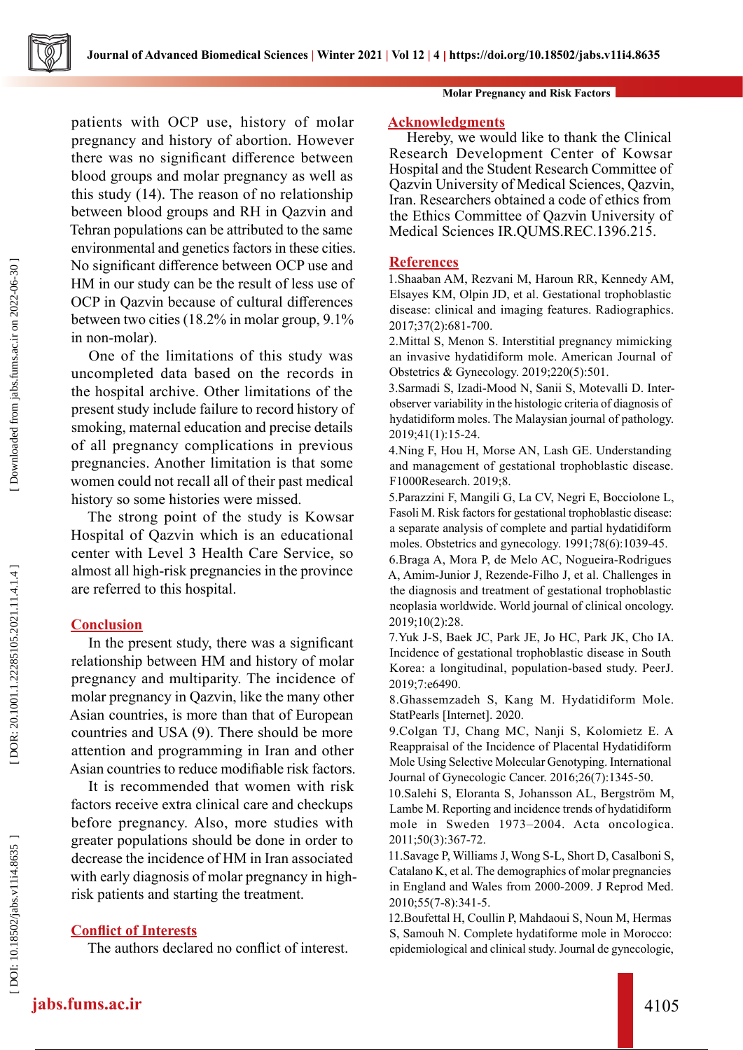patients with OCP use, history of molar pregnancy and history of abortion. However there was no significant difference between blood groups and molar pregnancy as well as this study (14). The reason of no relationship between blood groups and RH in Qazvin and Tehran populations can be attributed to the same environmental and genetics factors in these cities. No significant difference between OCP use and HM in our study can be the result of less use of OCP in Qazvin because of cultural differences between two cities (18.2% in molar group, 9.1% in non-molar).

One of the limitations of this study was uncompleted data based on the records in the hospital archive. Other limitations of the present study include failure to record history of smoking, maternal education and precise details of all pregnancy complications in previous pregnancies. Another limitation is that some women could not recall all of their past medical history so some histories were missed.

The strong point of the study is Kowsar Hospital of Qazvin which is an educational center with Level 3 Health Care Service, so almost all high-risk pregnancies in the province are referred to this hospital.

## Conclusion

In the present study, there was a significant relationship between HM and history of molar pregnancy and multiparity. The incidence of molar pregnancy in Qazvin, like the many other Asian countries, is more than that of European countries and USA (9). There should be more attention and programming in Iran and other Asian countries to reduce modifiable risk factors.

It is recommended that women with risk factors receive extra clinical care and checkups before pregnancy. Also, more studies with greater populations should be done in order to decrease the incidence of HM in Iran associated with early diagnosis of molar pregnancy in high-risk patients and starting the treatment.

## Conflict of Interests

The authors declared no conflict of interest.

## Acknowledgments

Hereby, we would like to thank the Clinical Research Development Center of Kowsar Hospital and the Student Research Committee of Qazvin University of Medical Sciences, Qazvin, Iran. Researchers obtained a code of ethics from the Ethics Committee of Qazvin University of Medical Sciences IR.QUMS.REC.1396.215.

## References

1. Shaaban AM, Rezvani M, Haroun RR, Kennedy AM, Elsayes KM, Olpin JD, et al. Gestational trophoblastic disease: clinical and imaging features. Radiographics. 2017;37(2):681-700.
2. Mittal S, Menon S. Interstitial pregnancy mimicking an invasive hydatidiform mole. American Journal of Obstetrics & Gynecology. 2019;220(5):501.
3. Sarmadi S, Izadi-Mood N, Sanii S, Motevalli D. Inter-observer variability in the histologic criteria of diagnosis of hydatidiform moles. The Malaysian journal of pathology. 2019;41(1):15-24.
4. Ning F, Hou H, Morse AN, Lash GE. Understanding and management of gestational trophoblastic disease. F1000Research. 2019;8.
5. Parazzini F, Mangili G, La CV, Negri E, Bocciolone L, Fasoli M. Risk factors for gestational trophoblastic disease: a separate analysis of complete and partial hydatidiform moles. Obstetrics and gynecology. 1991;78(6):1039-45.
6. Braga A, Mora P, de Melo AC, Nogueira-Rodrigues A, Amim-Junior J, Rezende-Filho J, et al. Challenges in the diagnosis and treatment of gestational trophoblastic neoplasia worldwide. World journal of clinical oncology. 2019;10(2):28.
7. Yuk J-S, Baek JC, Park JE, Jo HC, Park JK, Cho IA. Incidence of gestational trophoblastic disease in South Korea: a longitudinal, population-based study. PeerJ. 2019;7:e6490.
8. Ghassemzadeh S, Kang M. Hydatidiform Mole. StatPearls [Internet]. 2020.
9. Colgan TJ, Chang MC, Nanji S, Kolomietz E. A Reappraisal of the Incidence of Placental Hydatidiform Mole Using Selective Molecular Genotyping. International Journal of Gynecologic Cancer. 2016;26(7):1345-50.
10. Salehi S, Eloranta S, Johansson AL, Bergström M, Lambe M. Reporting and incidence trends of hydatidiform mole in Sweden 1973–2004. Acta oncologica. 2011;50(3):367-72.
11. Savage P, Williams J, Wong S-L, Short D, Casalboni S, Catalano K, et al. The demographics of molar pregnancies in England and Wales from 2000-2009. J Reprod Med. 2010;55(7-8):341-5.
12. Boufettal H, Coullin P, Mahdaoui S, Noun M, Hermas S, Samouh N. Complete hydatiforme mole in Morocco: epidemiological and clinical study. Journal de gynecologie,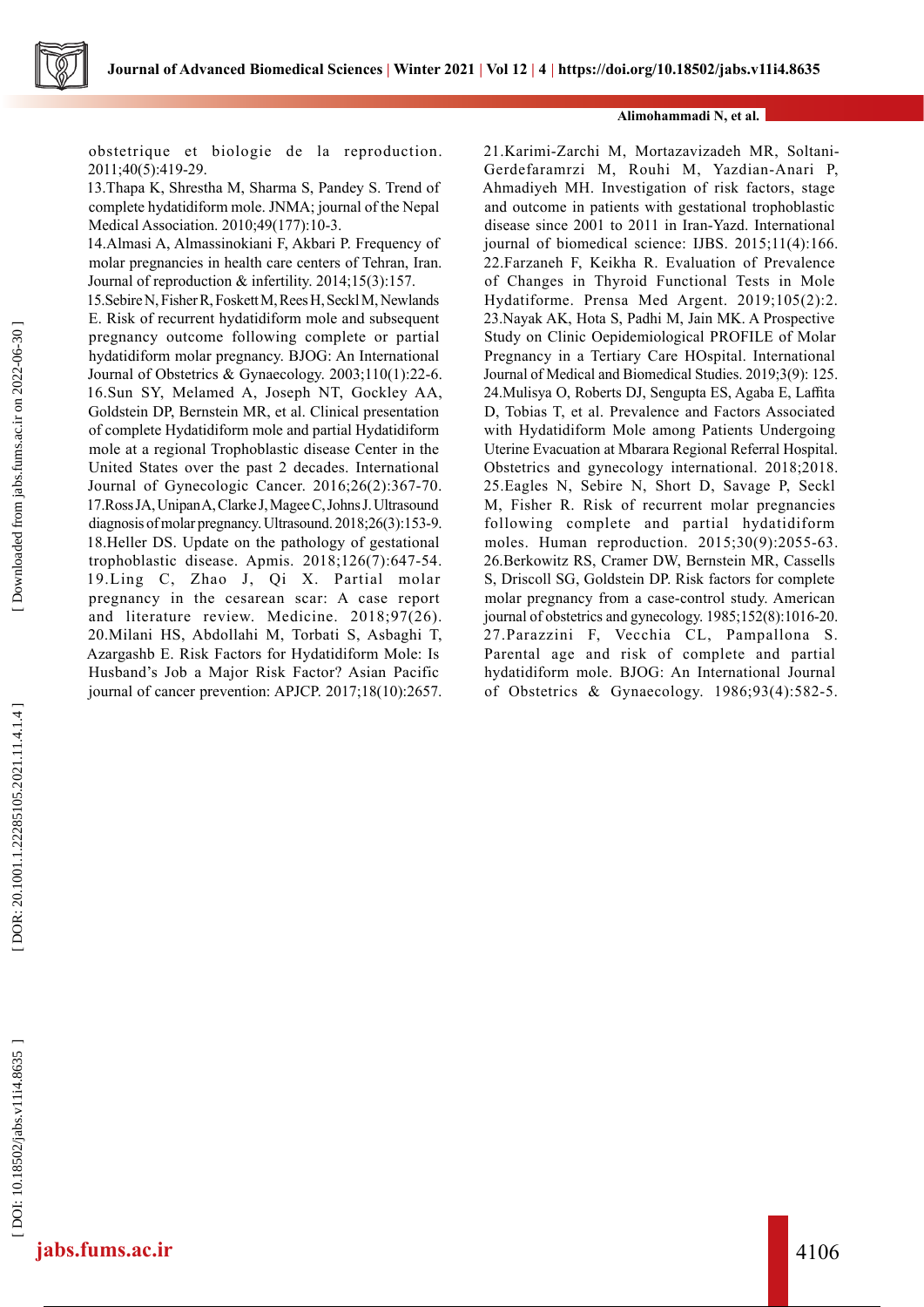obstetrique et biologie de la reproduction. 2011;40(5):419-29.

13.Thapa K, Shrestha M, Sharma S, Pandey S. Trend of complete hydatidiform mole. JNMA; journal of the Nepal Medical Association. 2010;49(177):10-3.

14.Almasi A, Almassinokiani F, Akbari P. Frequency of molar pregnancies in health care centers of Tehran, Iran. Journal of reproduction & infertility. 2014;15(3):157.

15.Sebire N, Fisher R, Foskett M, Rees H, Seckl M, Newlands E. Risk of recurrent hydatidiform mole and subsequent pregnancy outcome following complete or partial hydatidiform molar pregnancy. BJOG: An International Journal of Obstetrics & Gynaecology. 2003;110(1):22-6.

16.Sun SY, Melamed A, Joseph NT, Gockley AA, Goldstein DP, Bernstein MR, et al. Clinical presentation of complete Hydatidiform mole and partial Hydatidiform mole at a regional Trophoblastic disease Center in the United States over the past 2 decades. International Journal of Gynecologic Cancer. 2016;26(2):367-70.

17.Ross JA, Unipan A, Clarke J, Magee C, Johns J. Ultrasound diagnosis of molar pregnancy. Ultrasound. 2018;26(3):153-9.

18.Heller DS. Update on the pathology of gestational trophoblastic disease. Apmis. 2018;126(7):647-54.

19.Ling C, Zhao J, Qi X. Partial molar pregnancy in the cesarean scar: A case report and literature review. Medicine. 2018;97(26).

20.Milani HS, Abdollahi M, Torbati S, Asbaghi T, Azargashb E. Risk Factors for Hydatidiform Mole: Is Husband's Job a Major Risk Factor? Asian Pacific journal of cancer prevention: APJCP. 2017;18(10):2657.

21.Karimi-Zarchi M, Mortazavizadeh MR, Soltani-Gerdefaramrzi M, Rouhi M, Yazdian-Anari P, Ahmadiyeh MH. Investigation of risk factors, stage and outcome in patients with gestational trophoblastic disease since 2001 to 2011 in Iran-Yazd. International journal of biomedical science: IJBS. 2015;11(4):166.

22.Farzaneh F, Keikha R. Evaluation of Prevalence of Changes in Thyroid Functional Tests in Mole Hydatiforme. Prensa Med Argent. 2019;105(2):2.

23.Nayak AK, Hota S, Padhi M, Jain MK. A Prospective Study on Clinic Oepidemiological PROFILE of Molar Pregnancy in a Tertiary Care HOspital. International Journal of Medical and Biomedical Studies. 2019;3(9): 125.

24.Mulisya O, Roberts DJ, Sengupta ES, Agaba E, Laffita D, Tobias T, et al. Prevalence and Factors Associated with Hydatidiform Mole among Patients Undergoing Uterine Evacuation at Mbarara Regional Referral Hospital. Obstetrics and gynecology international. 2018;2018.

25.Eagles N, Sebire N, Short D, Savage P, Seckl M, Fisher R. Risk of recurrent molar pregnancies following complete and partial hydatidiform moles. Human reproduction. 2015;30(9):2055-63.

26.Berkowitz RS, Cramer DW, Bernstein MR, Cassells S, Driscoll SG, Goldstein DP. Risk factors for complete molar pregnancy from a case-control study. American journal of obstetrics and gynecology. 1985;152(8):1016-20.

27.Parazzini F, Vecchia CL, Pampallona S. Parental age and risk of complete and partial hydatidiform mole. BJOG: An International Journal of Obstetrics & Gynaecology. 1986;93(4):582-5.